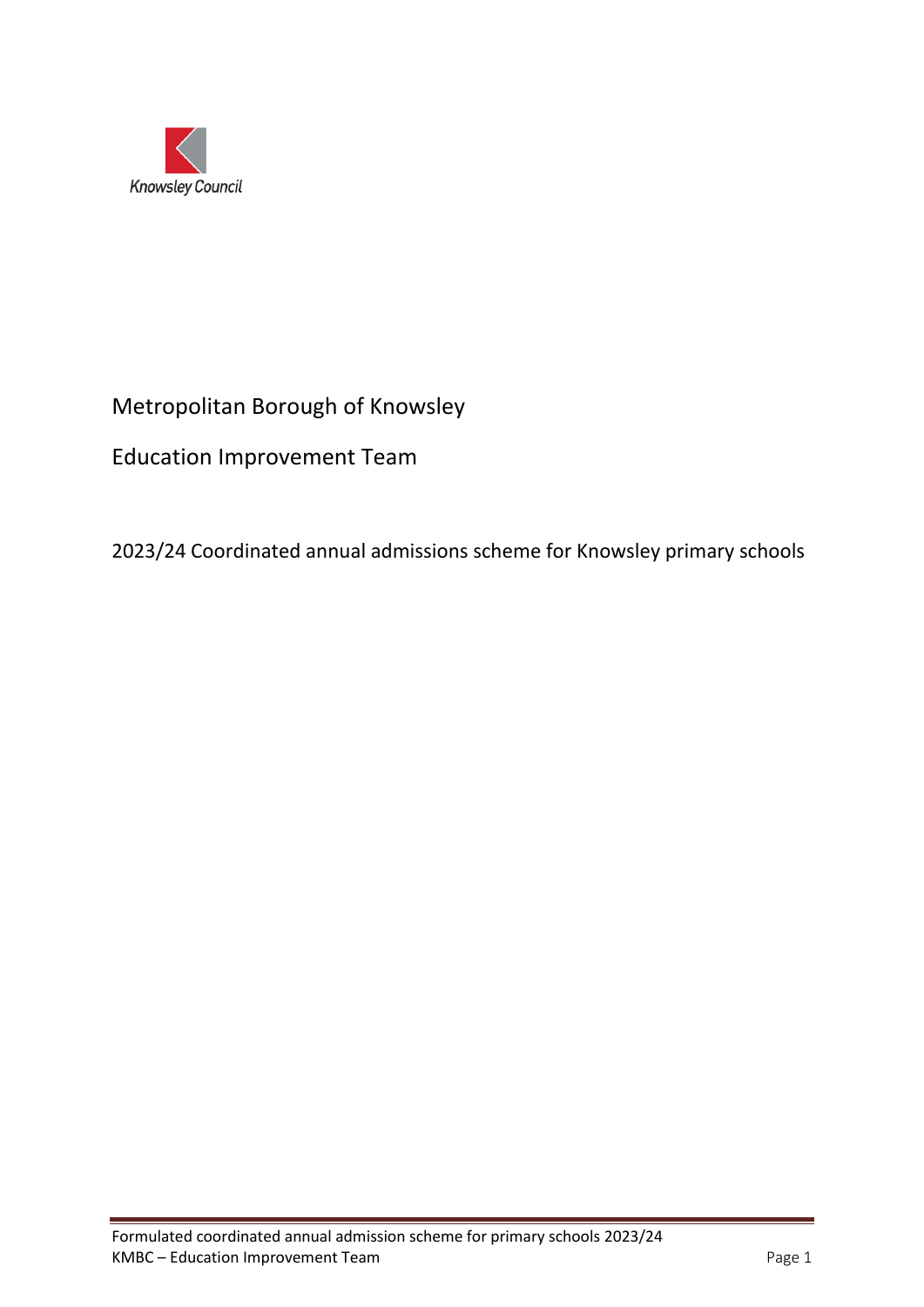Knowsley Council

# Metropolitan Borough of Knowsley

## Education Improvement Team

### 2023/24 Coordinated annual admissions scheme for Knowsley primary schools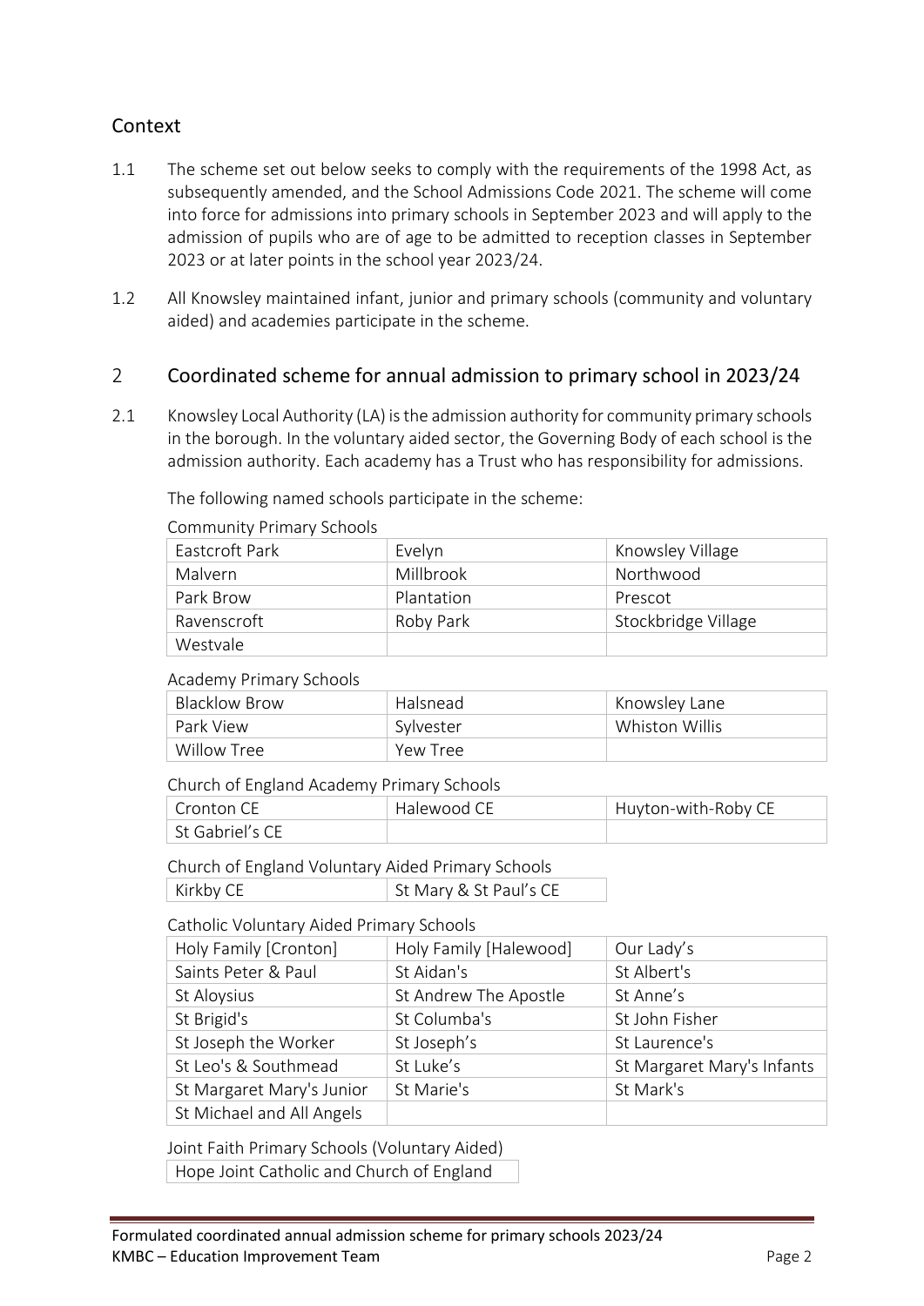## Context

1.1 The scheme set out below seeks to comply with the requirements of the 1998 Act, as subsequently amended, and the School Admissions Code 2021. The scheme will come into force for admissions into primary schools in September 2023 and will apply to the admission of pupils who are of age to be admitted to reception classes in September 2023 or at later points in the school year 2023/24.

1.2 All Knowsley maintained infant, junior and primary schools (community and voluntary aided) and academies participate in the scheme.

## 2 Coordinated scheme for annual admission to primary school in 2023/24

2.1 Knowsley Local Authority (LA) is the admission authority for community primary schools in the borough. In the voluntary aided sector, the Governing Body of each school is the admission authority. Each academy has a Trust who has responsibility for admissions.

The following named schools participate in the scheme:

Community Primary Schools

| | | |
|---|---|---|
| Eastcroft Park | Evelyn | Knowsley Village |
| Malvern | Millbrook | Northwood |
| Park Brow | Plantation | Prescot |
| Ravenscroft | Roby Park | Stockbridge Village |
| Westvale | | |

Academy Primary Schools

| | | |
|---|---|---|
| Blacklow Brow | Halsnead | Knowsley Lane |
| Park View | Sylvester | Whiston Willis |
| Willow Tree | Yew Tree | |

Church of England Academy Primary Schools

| | | |
|---|---|---|
| Cronton CE | Halewood CE | Huyton-with-Roby CE |
| St Gabriel's CE | | |

Church of England Voluntary Aided Primary Schools

| | |
|---|---|
| Kirkby CE | St Mary & St Paul's CE |

Catholic Voluntary Aided Primary Schools

| | | |
|---|---|---|
| Holy Family [Cronton] | Holy Family [Halewood] | Our Lady's |
| Saints Peter & Paul | St Aidan's | St Albert's |
| St Aloysius | St Andrew The Apostle | St Anne's |
| St Brigid's | St Columba's | St John Fisher |
| St Joseph the Worker | St Joseph's | St Laurence's |
| St Leo's & Southmead | St Luke's | St Margaret Mary's Infants |
| St Margaret Mary's Junior | St Marie's | St Mark's |
| St Michael and All Angels | | |

Joint Faith Primary Schools (Voluntary Aided)

| |
|---|
| Hope Joint Catholic and Church of England |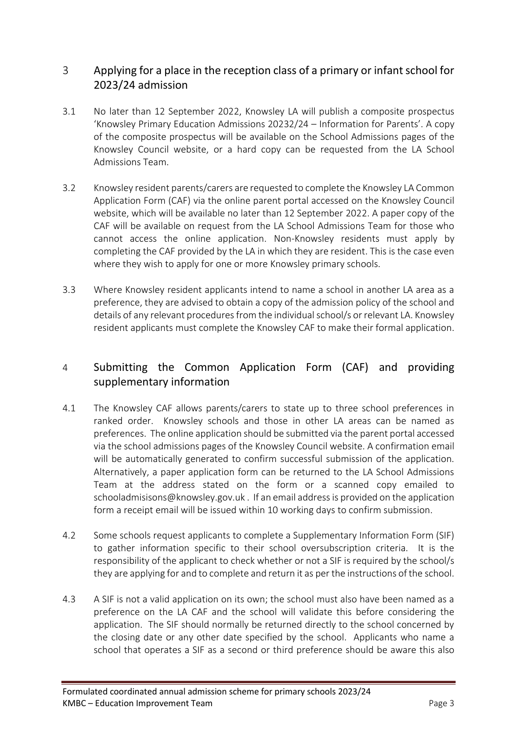## 3 Applying for a place in the reception class of a primary or infant school for 2023/24 admission

3.1 No later than 12 September 2022, Knowsley LA will publish a composite prospectus 'Knowsley Primary Education Admissions 20232/24 – Information for Parents'. A copy of the composite prospectus will be available on the School Admissions pages of the Knowsley Council website, or a hard copy can be requested from the LA School Admissions Team.

3.2 Knowsley resident parents/carers are requested to complete the Knowsley LA Common Application Form (CAF) via the online parent portal accessed on the Knowsley Council website, which will be available no later than 12 September 2022. A paper copy of the CAF will be available on request from the LA School Admissions Team for those who cannot access the online application. Non-Knowsley residents must apply by completing the CAF provided by the LA in which they are resident. This is the case even where they wish to apply for one or more Knowsley primary schools.

3.3 Where Knowsley resident applicants intend to name a school in another LA area as a preference, they are advised to obtain a copy of the admission policy of the school and details of any relevant procedures from the individual school/s or relevant LA. Knowsley resident applicants must complete the Knowsley CAF to make their formal application.

## 4 Submitting the Common Application Form (CAF) and providing supplementary information

4.1 The Knowsley CAF allows parents/carers to state up to three school preferences in ranked order. Knowsley schools and those in other LA areas can be named as preferences. The online application should be submitted via the parent portal accessed via the school admissions pages of the Knowsley Council website. A confirmation email will be automatically generated to confirm successful submission of the application. Alternatively, a paper application form can be returned to the LA School Admissions Team at the address stated on the form or a scanned copy emailed to schooladmisisons@knowsley.gov.uk . If an email address is provided on the application form a receipt email will be issued within 10 working days to confirm submission.

4.2 Some schools request applicants to complete a Supplementary Information Form (SIF) to gather information specific to their school oversubscription criteria. It is the responsibility of the applicant to check whether or not a SIF is required by the school/s they are applying for and to complete and return it as per the instructions of the school.

4.3 A SIF is not a valid application on its own; the school must also have been named as a preference on the LA CAF and the school will validate this before considering the application. The SIF should normally be returned directly to the school concerned by the closing date or any other date specified by the school. Applicants who name a school that operates a SIF as a second or third preference should be aware this also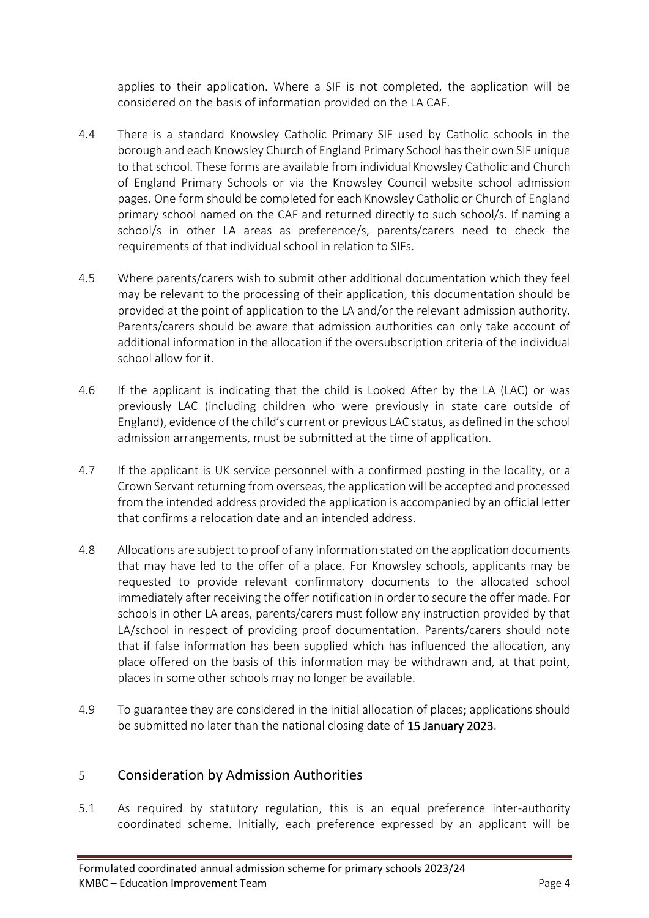applies to their application. Where a SIF is not completed, the application will be considered on the basis of information provided on the LA CAF.

4.4 There is a standard Knowsley Catholic Primary SIF used by Catholic schools in the borough and each Knowsley Church of England Primary School has their own SIF unique to that school. These forms are available from individual Knowsley Catholic and Church of England Primary Schools or via the Knowsley Council website school admission pages. One form should be completed for each Knowsley Catholic or Church of England primary school named on the CAF and returned directly to such school/s. If naming a school/s in other LA areas as preference/s, parents/carers need to check the requirements of that individual school in relation to SIFs.

4.5 Where parents/carers wish to submit other additional documentation which they feel may be relevant to the processing of their application, this documentation should be provided at the point of application to the LA and/or the relevant admission authority. Parents/carers should be aware that admission authorities can only take account of additional information in the allocation if the oversubscription criteria of the individual school allow for it.

4.6 If the applicant is indicating that the child is Looked After by the LA (LAC) or was previously LAC (including children who were previously in state care outside of England), evidence of the child's current or previous LAC status, as defined in the school admission arrangements, must be submitted at the time of application.

4.7 If the applicant is UK service personnel with a confirmed posting in the locality, or a Crown Servant returning from overseas, the application will be accepted and processed from the intended address provided the application is accompanied by an official letter that confirms a relocation date and an intended address.

4.8 Allocations are subject to proof of any information stated on the application documents that may have led to the offer of a place. For Knowsley schools, applicants may be requested to provide relevant confirmatory documents to the allocated school immediately after receiving the offer notification in order to secure the offer made. For schools in other LA areas, parents/carers must follow any instruction provided by that LA/school in respect of providing proof documentation. Parents/carers should note that if false information has been supplied which has influenced the allocation, any place offered on the basis of this information may be withdrawn and, at that point, places in some other schools may no longer be available.

4.9 To guarantee they are considered in the initial allocation of places**;** applications should be submitted no later than the national closing date of **15 January 2023**.

## 5 Consideration by Admission Authorities

5.1 As required by statutory regulation, this is an equal preference inter-authority coordinated scheme. Initially, each preference expressed by an applicant will be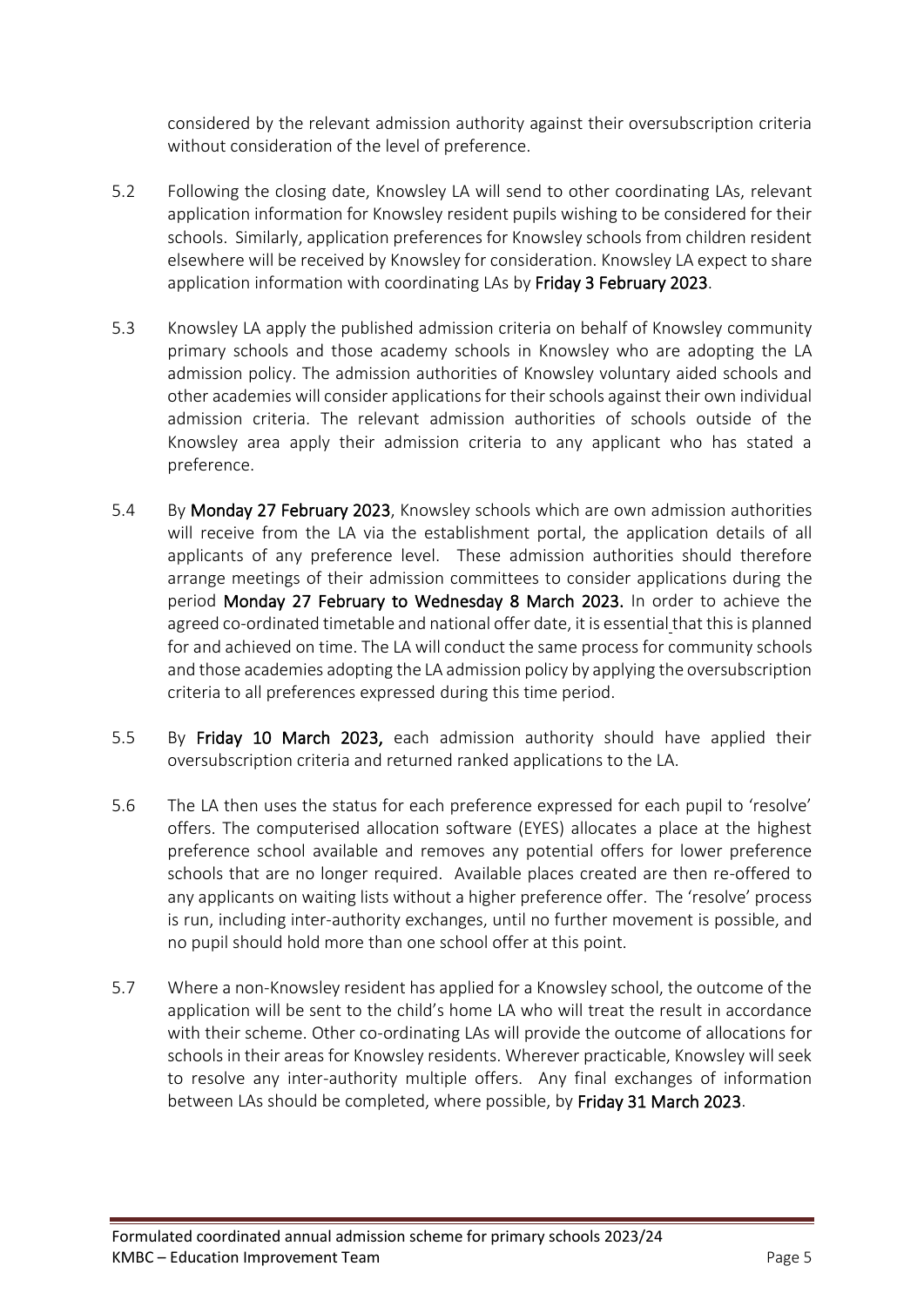considered by the relevant admission authority against their oversubscription criteria without consideration of the level of preference.

5.2 Following the closing date, Knowsley LA will send to other coordinating LAs, relevant application information for Knowsley resident pupils wishing to be considered for their schools. Similarly, application preferences for Knowsley schools from children resident elsewhere will be received by Knowsley for consideration. Knowsley LA expect to share application information with coordinating LAs by **Friday 3 February 2023**.

5.3 Knowsley LA apply the published admission criteria on behalf of Knowsley community primary schools and those academy schools in Knowsley who are adopting the LA admission policy. The admission authorities of Knowsley voluntary aided schools and other academies will consider applications for their schools against their own individual admission criteria. The relevant admission authorities of schools outside of the Knowsley area apply their admission criteria to any applicant who has stated a preference.

5.4 By **Monday 27 February 2023**, Knowsley schools which are own admission authorities will receive from the LA via the establishment portal, the application details of all applicants of any preference level. These admission authorities should therefore arrange meetings of their admission committees to consider applications during the period **Monday 27 February to Wednesday 8 March 2023.** In order to achieve the agreed co-ordinated timetable and national offer date, it is essential that this is planned for and achieved on time. The LA will conduct the same process for community schools and those academies adopting the LA admission policy by applying the oversubscription criteria to all preferences expressed during this time period.

5.5 By **Friday 10 March 2023,** each admission authority should have applied their oversubscription criteria and returned ranked applications to the LA.

5.6 The LA then uses the status for each preference expressed for each pupil to 'resolve' offers. The computerised allocation software (EYES) allocates a place at the highest preference school available and removes any potential offers for lower preference schools that are no longer required. Available places created are then re-offered to any applicants on waiting lists without a higher preference offer. The 'resolve' process is run, including inter-authority exchanges, until no further movement is possible, and no pupil should hold more than one school offer at this point.

5.7 Where a non-Knowsley resident has applied for a Knowsley school, the outcome of the application will be sent to the child's home LA who will treat the result in accordance with their scheme. Other co-ordinating LAs will provide the outcome of allocations for schools in their areas for Knowsley residents. Wherever practicable, Knowsley will seek to resolve any inter-authority multiple offers. Any final exchanges of information between LAs should be completed, where possible, by **Friday 31 March 2023**.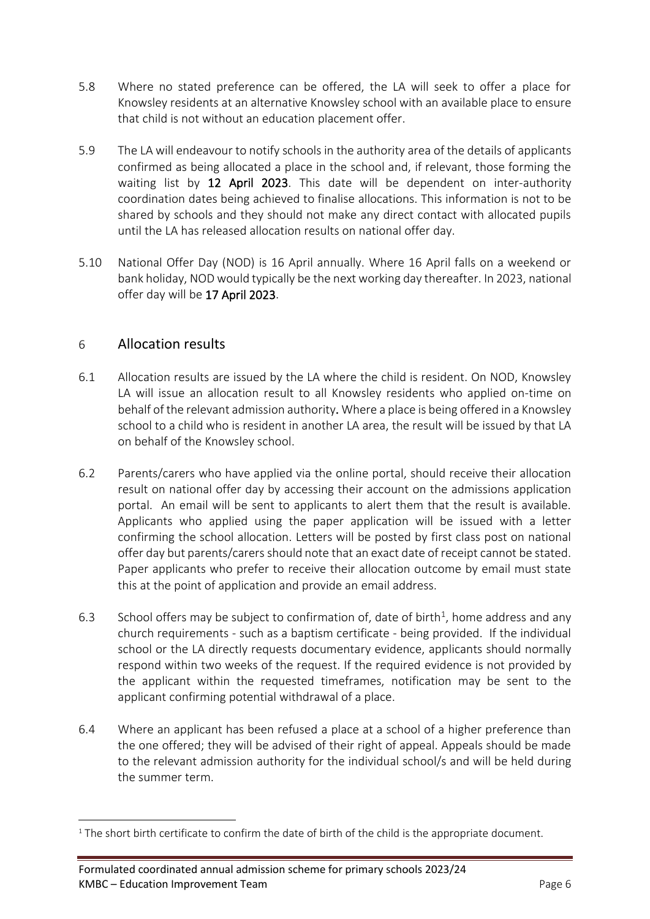5.8 Where no stated preference can be offered, the LA will seek to offer a place for Knowsley residents at an alternative Knowsley school with an available place to ensure that child is not without an education placement offer.

5.9 The LA will endeavour to notify schools in the authority area of the details of applicants confirmed as being allocated a place in the school and, if relevant, those forming the waiting list by **12 April 2023**. This date will be dependent on inter-authority coordination dates being achieved to finalise allocations. This information is not to be shared by schools and they should not make any direct contact with allocated pupils until the LA has released allocation results on national offer day.

5.10 National Offer Day (NOD) is 16 April annually. Where 16 April falls on a weekend or bank holiday, NOD would typically be the next working day thereafter. In 2023, national offer day will be **17 April 2023**.

## 6 Allocation results

6.1 Allocation results are issued by the LA where the child is resident. On NOD, Knowsley LA will issue an allocation result to all Knowsley residents who applied on-time on behalf of the relevant admission authority**.** Where a place is being offered in a Knowsley school to a child who is resident in another LA area, the result will be issued by that LA on behalf of the Knowsley school.

6.2 Parents/carers who have applied via the online portal, should receive their allocation result on national offer day by accessing their account on the admissions application portal. An email will be sent to applicants to alert them that the result is available. Applicants who applied using the paper application will be issued with a letter confirming the school allocation. Letters will be posted by first class post on national offer day but parents/carers should note that an exact date of receipt cannot be stated. Paper applicants who prefer to receive their allocation outcome by email must state this at the point of application and provide an email address.

6.3 School offers may be subject to confirmation of, date of birth[1], home address and any church requirements - such as a baptism certificate - being provided. If the individual school or the LA directly requests documentary evidence, applicants should normally respond within two weeks of the request. If the required evidence is not provided by the applicant within the requested timeframes, notification may be sent to the applicant confirming potential withdrawal of a place.

6.4 Where an applicant has been refused a place at a school of a higher preference than the one offered; they will be advised of their right of appeal. Appeals should be made to the relevant admission authority for the individual school/s and will be held during the summer term.

---

[1] The short birth certificate to confirm the date of birth of the child is the appropriate document.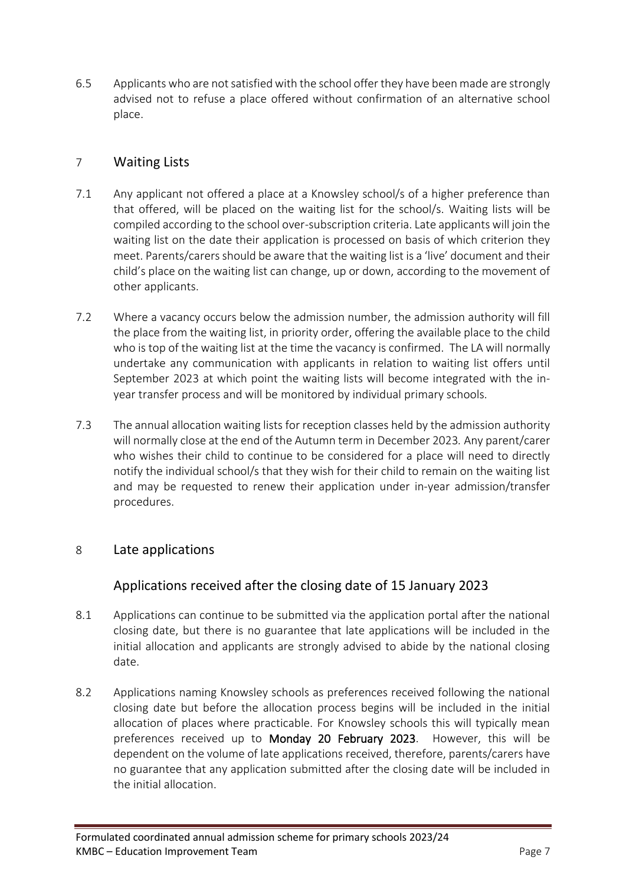6.5 Applicants who are not satisfied with the school offer they have been made are strongly advised not to refuse a place offered without confirmation of an alternative school place.

## 7 Waiting Lists

7.1 Any applicant not offered a place at a Knowsley school/s of a higher preference than that offered, will be placed on the waiting list for the school/s. Waiting lists will be compiled according to the school over-subscription criteria. Late applicants will join the waiting list on the date their application is processed on basis of which criterion they meet. Parents/carers should be aware that the waiting list is a 'live' document and their child's place on the waiting list can change, up or down, according to the movement of other applicants.

7.2 Where a vacancy occurs below the admission number, the admission authority will fill the place from the waiting list, in priority order, offering the available place to the child who is top of the waiting list at the time the vacancy is confirmed. The LA will normally undertake any communication with applicants in relation to waiting list offers until September 2023 at which point the waiting lists will become integrated with the in-year transfer process and will be monitored by individual primary schools.

7.3 The annual allocation waiting lists for reception classes held by the admission authority will normally close at the end of the Autumn term in December 2023. Any parent/carer who wishes their child to continue to be considered for a place will need to directly notify the individual school/s that they wish for their child to remain on the waiting list and may be requested to renew their application under in-year admission/transfer procedures.

## 8 Late applications

### Applications received after the closing date of 15 January 2023

8.1 Applications can continue to be submitted via the application portal after the national closing date, but there is no guarantee that late applications will be included in the initial allocation and applicants are strongly advised to abide by the national closing date.

8.2 Applications naming Knowsley schools as preferences received following the national closing date but before the allocation process begins will be included in the initial allocation of places where practicable. For Knowsley schools this will typically mean preferences received up to **Monday 20 February 2023**. However, this will be dependent on the volume of late applications received, therefore, parents/carers have no guarantee that any application submitted after the closing date will be included in the initial allocation.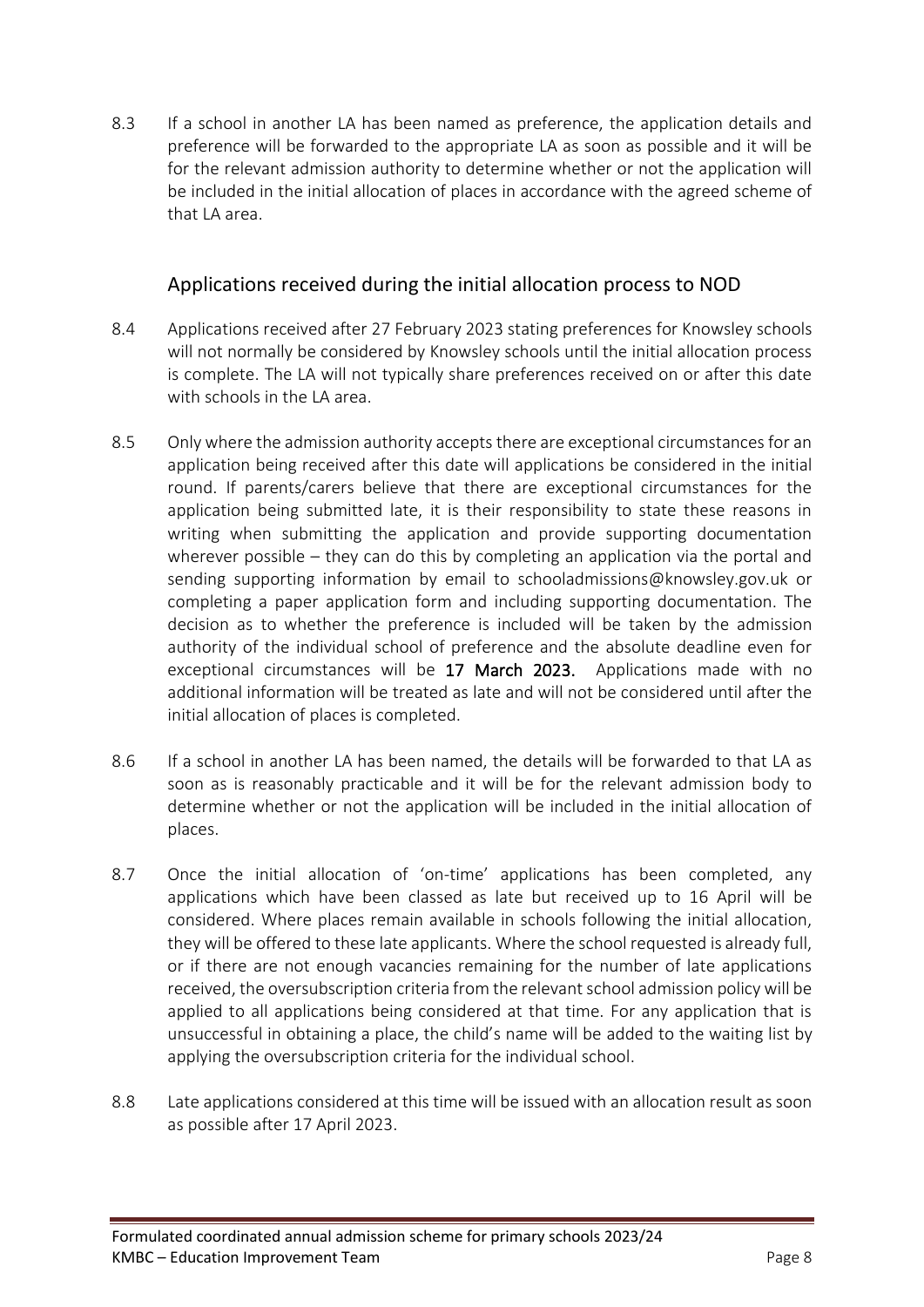8.3 If a school in another LA has been named as preference, the application details and preference will be forwarded to the appropriate LA as soon as possible and it will be for the relevant admission authority to determine whether or not the application will be included in the initial allocation of places in accordance with the agreed scheme of that LA area.

## Applications received during the initial allocation process to NOD

8.4 Applications received after 27 February 2023 stating preferences for Knowsley schools will not normally be considered by Knowsley schools until the initial allocation process is complete. The LA will not typically share preferences received on or after this date with schools in the LA area.

8.5 Only where the admission authority accepts there are exceptional circumstances for an application being received after this date will applications be considered in the initial round. If parents/carers believe that there are exceptional circumstances for the application being submitted late, it is their responsibility to state these reasons in writing when submitting the application and provide supporting documentation wherever possible – they can do this by completing an application via the portal and sending supporting information by email to schooladmissions@knowsley.gov.uk or completing a paper application form and including supporting documentation. The decision as to whether the preference is included will be taken by the admission authority of the individual school of preference and the absolute deadline even for exceptional circumstances will be **17 March 2023.** Applications made with no additional information will be treated as late and will not be considered until after the initial allocation of places is completed.

8.6 If a school in another LA has been named, the details will be forwarded to that LA as soon as is reasonably practicable and it will be for the relevant admission body to determine whether or not the application will be included in the initial allocation of places.

8.7 Once the initial allocation of 'on-time' applications has been completed, any applications which have been classed as late but received up to 16 April will be considered. Where places remain available in schools following the initial allocation, they will be offered to these late applicants. Where the school requested is already full, or if there are not enough vacancies remaining for the number of late applications received, the oversubscription criteria from the relevant school admission policy will be applied to all applications being considered at that time. For any application that is unsuccessful in obtaining a place, the child's name will be added to the waiting list by applying the oversubscription criteria for the individual school.

8.8 Late applications considered at this time will be issued with an allocation result as soon as possible after 17 April 2023.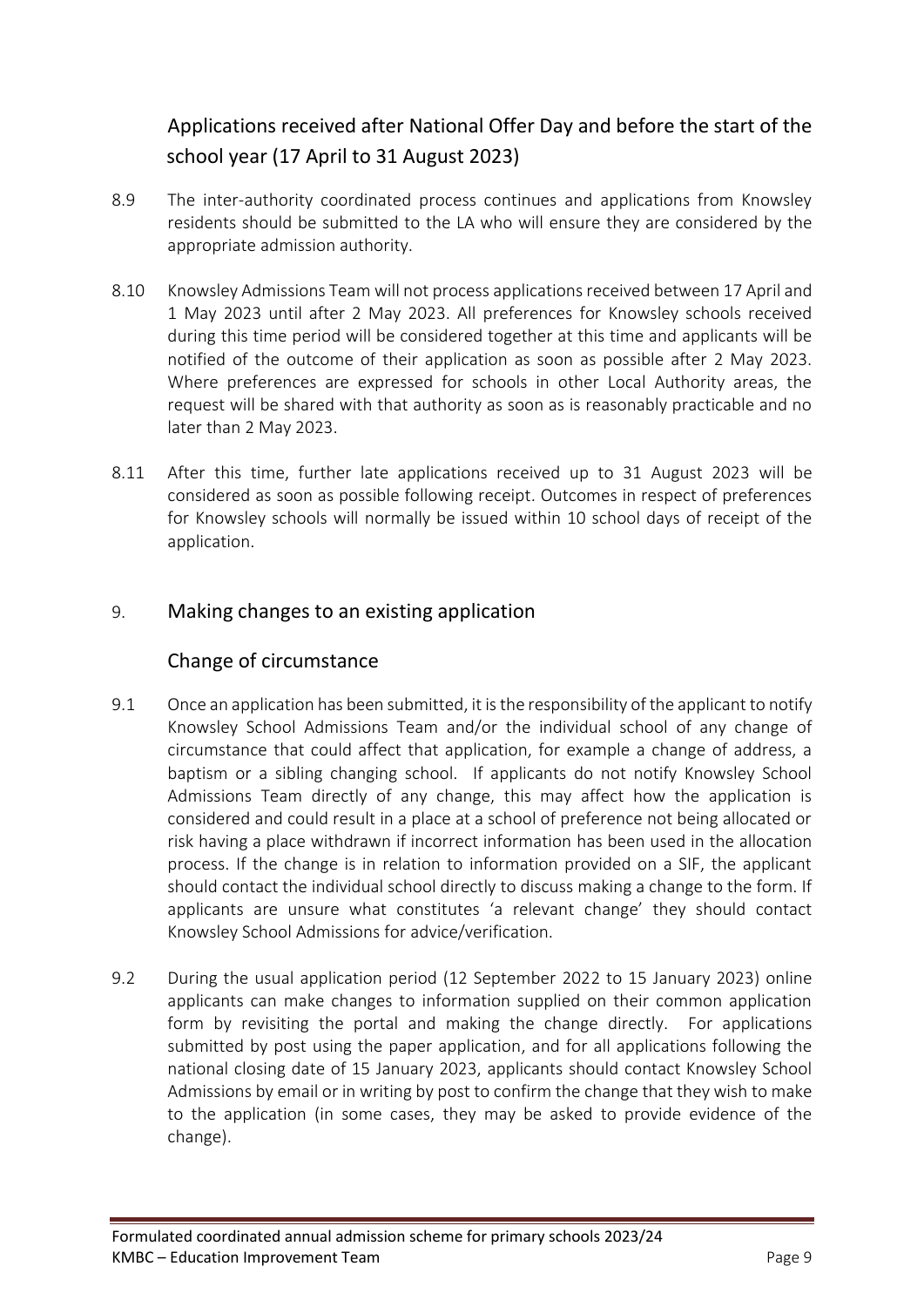### Applications received after National Offer Day and before the start of the school year (17 April to 31 August 2023)

8.9 The inter-authority coordinated process continues and applications from Knowsley residents should be submitted to the LA who will ensure they are considered by the appropriate admission authority.

8.10 Knowsley Admissions Team will not process applications received between 17 April and 1 May 2023 until after 2 May 2023. All preferences for Knowsley schools received during this time period will be considered together at this time and applicants will be notified of the outcome of their application as soon as possible after 2 May 2023. Where preferences are expressed for schools in other Local Authority areas, the request will be shared with that authority as soon as is reasonably practicable and no later than 2 May 2023.

8.11 After this time, further late applications received up to 31 August 2023 will be considered as soon as possible following receipt. Outcomes in respect of preferences for Knowsley schools will normally be issued within 10 school days of receipt of the application.

## 9. Making changes to an existing application

### Change of circumstance

9.1 Once an application has been submitted, it is the responsibility of the applicant to notify Knowsley School Admissions Team and/or the individual school of any change of circumstance that could affect that application, for example a change of address, a baptism or a sibling changing school. If applicants do not notify Knowsley School Admissions Team directly of any change, this may affect how the application is considered and could result in a place at a school of preference not being allocated or risk having a place withdrawn if incorrect information has been used in the allocation process. If the change is in relation to information provided on a SIF, the applicant should contact the individual school directly to discuss making a change to the form. If applicants are unsure what constitutes 'a relevant change' they should contact Knowsley School Admissions for advice/verification.

9.2 During the usual application period (12 September 2022 to 15 January 2023) online applicants can make changes to information supplied on their common application form by revisiting the portal and making the change directly. For applications submitted by post using the paper application, and for all applications following the national closing date of 15 January 2023, applicants should contact Knowsley School Admissions by email or in writing by post to confirm the change that they wish to make to the application (in some cases, they may be asked to provide evidence of the change).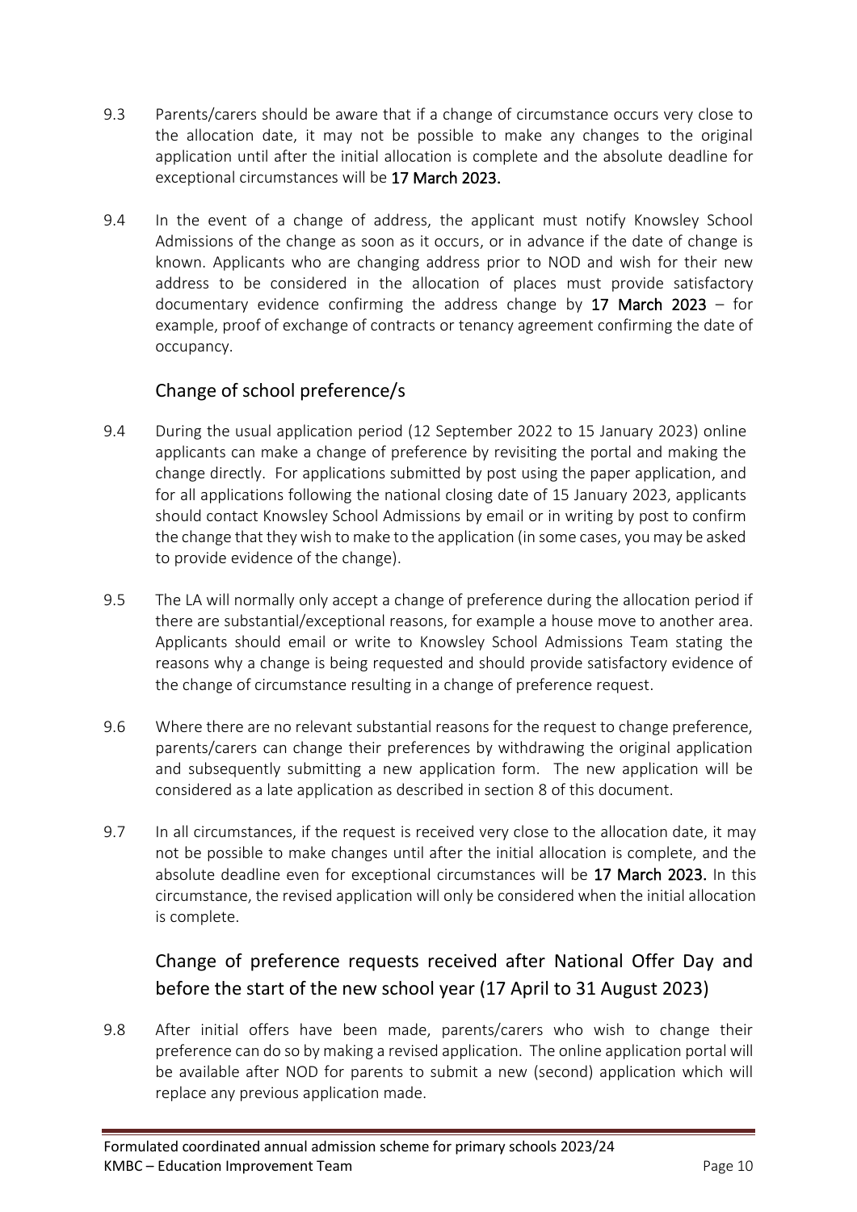9.3 Parents/carers should be aware that if a change of circumstance occurs very close to the allocation date, it may not be possible to make any changes to the original application until after the initial allocation is complete and the absolute deadline for exceptional circumstances will be **17 March 2023.**

9.4 In the event of a change of address, the applicant must notify Knowsley School Admissions of the change as soon as it occurs, or in advance if the date of change is known. Applicants who are changing address prior to NOD and wish for their new address to be considered in the allocation of places must provide satisfactory documentary evidence confirming the address change by **17 March 2023** – for example, proof of exchange of contracts or tenancy agreement confirming the date of occupancy.

## Change of school preference/s

9.4 During the usual application period (12 September 2022 to 15 January 2023) online applicants can make a change of preference by revisiting the portal and making the change directly. For applications submitted by post using the paper application, and for all applications following the national closing date of 15 January 2023, applicants should contact Knowsley School Admissions by email or in writing by post to confirm the change that they wish to make to the application (in some cases, you may be asked to provide evidence of the change).

9.5 The LA will normally only accept a change of preference during the allocation period if there are substantial/exceptional reasons, for example a house move to another area. Applicants should email or write to Knowsley School Admissions Team stating the reasons why a change is being requested and should provide satisfactory evidence of the change of circumstance resulting in a change of preference request.

9.6 Where there are no relevant substantial reasons for the request to change preference, parents/carers can change their preferences by withdrawing the original application and subsequently submitting a new application form. The new application will be considered as a late application as described in section 8 of this document.

9.7 In all circumstances, if the request is received very close to the allocation date, it may not be possible to make changes until after the initial allocation is complete, and the absolute deadline even for exceptional circumstances will be **17 March 2023.** In this circumstance, the revised application will only be considered when the initial allocation is complete.

## Change of preference requests received after National Offer Day and before the start of the new school year (17 April to 31 August 2023)

9.8 After initial offers have been made, parents/carers who wish to change their preference can do so by making a revised application. The online application portal will be available after NOD for parents to submit a new (second) application which will replace any previous application made.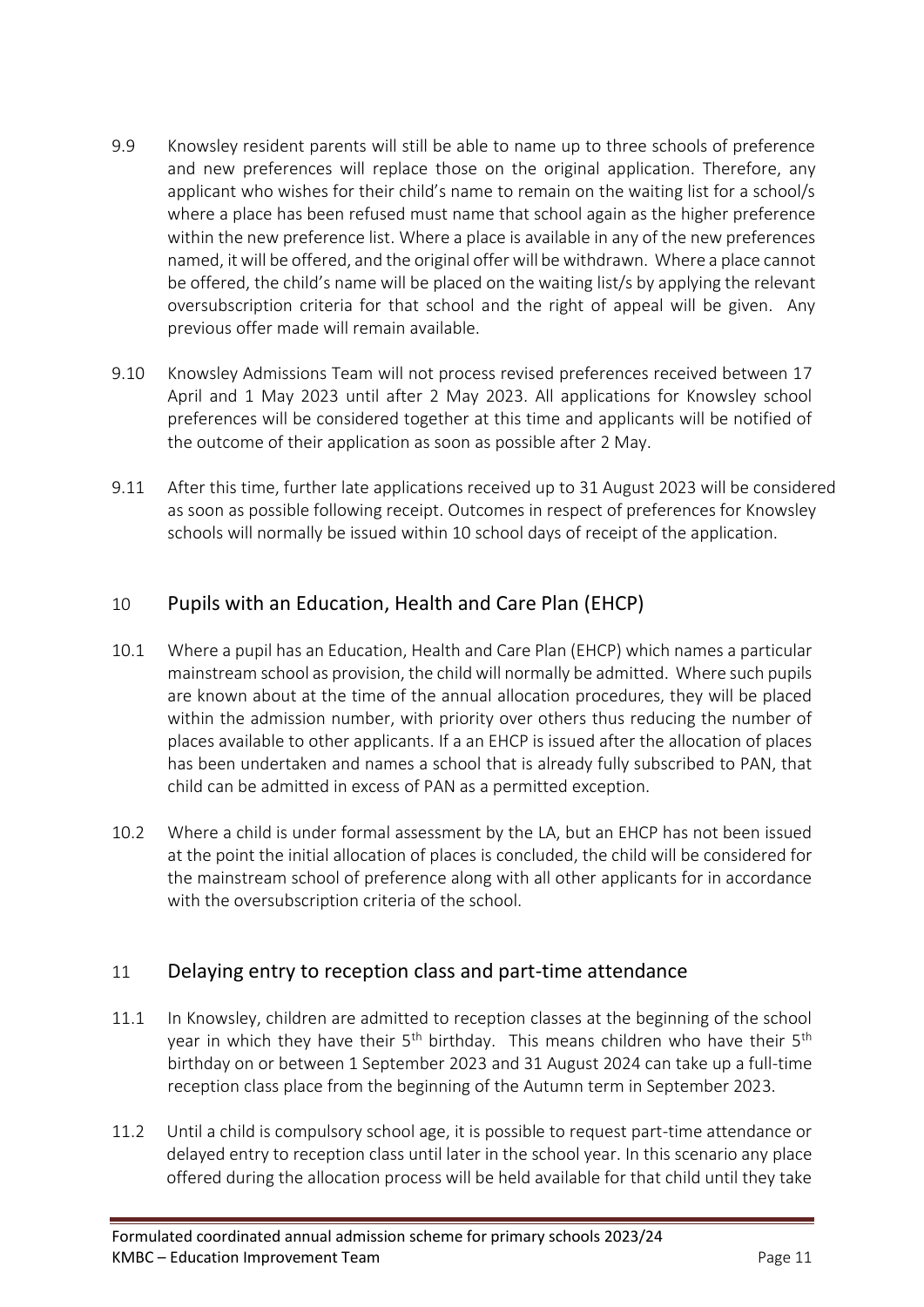9.9 Knowsley resident parents will still be able to name up to three schools of preference and new preferences will replace those on the original application. Therefore, any applicant who wishes for their child's name to remain on the waiting list for a school/s where a place has been refused must name that school again as the higher preference within the new preference list. Where a place is available in any of the new preferences named, it will be offered, and the original offer will be withdrawn. Where a place cannot be offered, the child's name will be placed on the waiting list/s by applying the relevant oversubscription criteria for that school and the right of appeal will be given. Any previous offer made will remain available.

9.10 Knowsley Admissions Team will not process revised preferences received between 17 April and 1 May 2023 until after 2 May 2023. All applications for Knowsley school preferences will be considered together at this time and applicants will be notified of the outcome of their application as soon as possible after 2 May.

9.11 After this time, further late applications received up to 31 August 2023 will be considered as soon as possible following receipt. Outcomes in respect of preferences for Knowsley schools will normally be issued within 10 school days of receipt of the application.

## 10 Pupils with an Education, Health and Care Plan (EHCP)

10.1 Where a pupil has an Education, Health and Care Plan (EHCP) which names a particular mainstream school as provision, the child will normally be admitted. Where such pupils are known about at the time of the annual allocation procedures, they will be placed within the admission number, with priority over others thus reducing the number of places available to other applicants. If a an EHCP is issued after the allocation of places has been undertaken and names a school that is already fully subscribed to PAN, that child can be admitted in excess of PAN as a permitted exception.

10.2 Where a child is under formal assessment by the LA, but an EHCP has not been issued at the point the initial allocation of places is concluded, the child will be considered for the mainstream school of preference along with all other applicants for in accordance with the oversubscription criteria of the school.

## 11 Delaying entry to reception class and part-time attendance

11.1 In Knowsley, children are admitted to reception classes at the beginning of the school year in which they have their 5th birthday. This means children who have their 5th birthday on or between 1 September 2023 and 31 August 2024 can take up a full-time reception class place from the beginning of the Autumn term in September 2023.

11.2 Until a child is compulsory school age, it is possible to request part-time attendance or delayed entry to reception class until later in the school year. In this scenario any place offered during the allocation process will be held available for that child until they take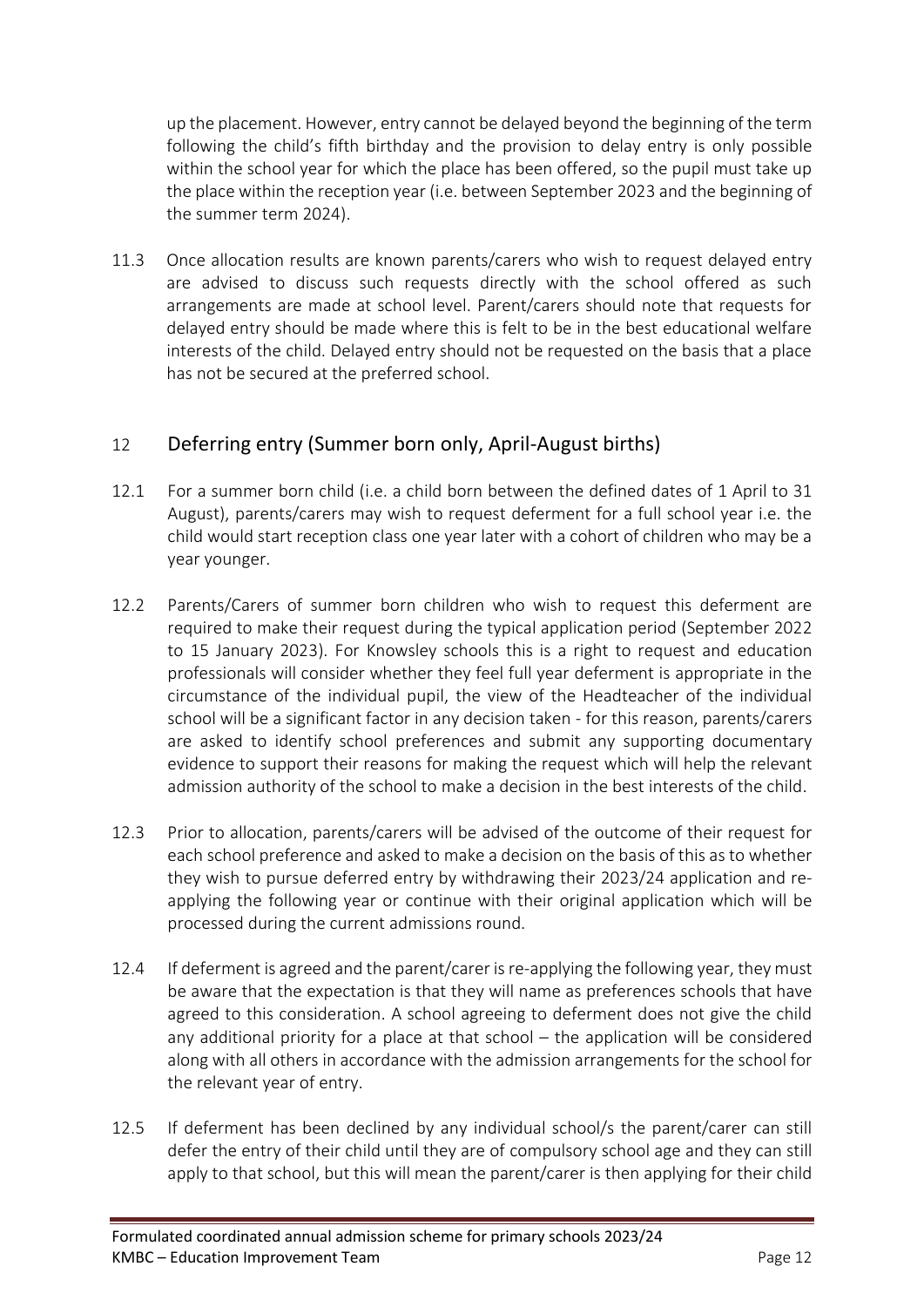up the placement. However, entry cannot be delayed beyond the beginning of the term following the child's fifth birthday and the provision to delay entry is only possible within the school year for which the place has been offered, so the pupil must take up the place within the reception year (i.e. between September 2023 and the beginning of the summer term 2024).

11.3 Once allocation results are known parents/carers who wish to request delayed entry are advised to discuss such requests directly with the school offered as such arrangements are made at school level. Parent/carers should note that requests for delayed entry should be made where this is felt to be in the best educational welfare interests of the child. Delayed entry should not be requested on the basis that a place has not be secured at the preferred school.

## 12 Deferring entry (Summer born only, April-August births)

12.1 For a summer born child (i.e. a child born between the defined dates of 1 April to 31 August), parents/carers may wish to request deferment for a full school year i.e. the child would start reception class one year later with a cohort of children who may be a year younger.

12.2 Parents/Carers of summer born children who wish to request this deferment are required to make their request during the typical application period (September 2022 to 15 January 2023). For Knowsley schools this is a right to request and education professionals will consider whether they feel full year deferment is appropriate in the circumstance of the individual pupil, the view of the Headteacher of the individual school will be a significant factor in any decision taken - for this reason, parents/carers are asked to identify school preferences and submit any supporting documentary evidence to support their reasons for making the request which will help the relevant admission authority of the school to make a decision in the best interests of the child.

12.3 Prior to allocation, parents/carers will be advised of the outcome of their request for each school preference and asked to make a decision on the basis of this as to whether they wish to pursue deferred entry by withdrawing their 2023/24 application and re-applying the following year or continue with their original application which will be processed during the current admissions round.

12.4 If deferment is agreed and the parent/carer is re-applying the following year, they must be aware that the expectation is that they will name as preferences schools that have agreed to this consideration. A school agreeing to deferment does not give the child any additional priority for a place at that school – the application will be considered along with all others in accordance with the admission arrangements for the school for the relevant year of entry.

12.5 If deferment has been declined by any individual school/s the parent/carer can still defer the entry of their child until they are of compulsory school age and they can still apply to that school, but this will mean the parent/carer is then applying for their child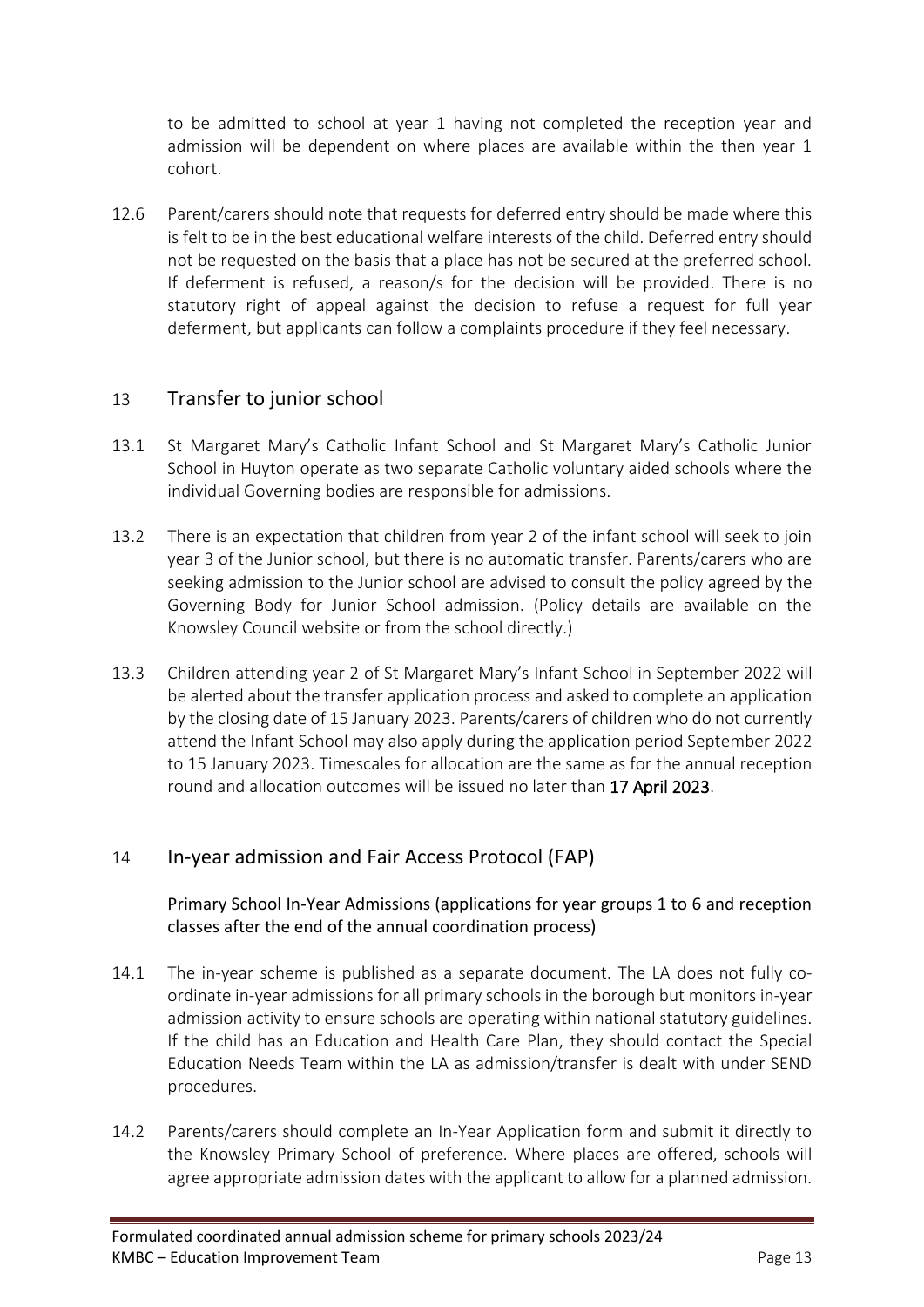to be admitted to school at year 1 having not completed the reception year and admission will be dependent on where places are available within the then year 1 cohort.

12.6 Parent/carers should note that requests for deferred entry should be made where this is felt to be in the best educational welfare interests of the child. Deferred entry should not be requested on the basis that a place has not be secured at the preferred school. If deferment is refused, a reason/s for the decision will be provided. There is no statutory right of appeal against the decision to refuse a request for full year deferment, but applicants can follow a complaints procedure if they feel necessary.

## 13 Transfer to junior school

13.1 St Margaret Mary's Catholic Infant School and St Margaret Mary's Catholic Junior School in Huyton operate as two separate Catholic voluntary aided schools where the individual Governing bodies are responsible for admissions.

13.2 There is an expectation that children from year 2 of the infant school will seek to join year 3 of the Junior school, but there is no automatic transfer. Parents/carers who are seeking admission to the Junior school are advised to consult the policy agreed by the Governing Body for Junior School admission. (Policy details are available on the Knowsley Council website or from the school directly.)

13.3 Children attending year 2 of St Margaret Mary's Infant School in September 2022 will be alerted about the transfer application process and asked to complete an application by the closing date of 15 January 2023. Parents/carers of children who do not currently attend the Infant School may also apply during the application period September 2022 to 15 January 2023. Timescales for allocation are the same as for the annual reception round and allocation outcomes will be issued no later than **17 April 2023**.

## 14 In-year admission and Fair Access Protocol (FAP)

Primary School In-Year Admissions (applications for year groups 1 to 6 and reception classes after the end of the annual coordination process)

14.1 The in-year scheme is published as a separate document. The LA does not fully co-ordinate in-year admissions for all primary schools in the borough but monitors in-year admission activity to ensure schools are operating within national statutory guidelines. If the child has an Education and Health Care Plan, they should contact the Special Education Needs Team within the LA as admission/transfer is dealt with under SEND procedures.

14.2 Parents/carers should complete an In-Year Application form and submit it directly to the Knowsley Primary School of preference. Where places are offered, schools will agree appropriate admission dates with the applicant to allow for a planned admission.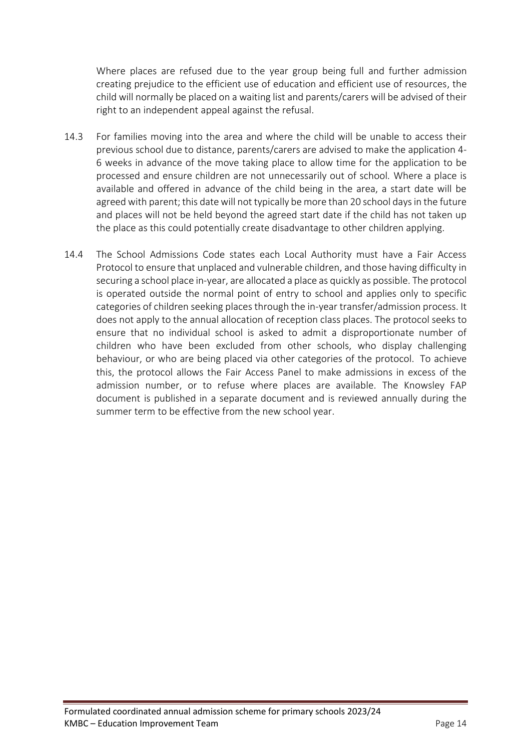Where places are refused due to the year group being full and further admission creating prejudice to the efficient use of education and efficient use of resources, the child will normally be placed on a waiting list and parents/carers will be advised of their right to an independent appeal against the refusal.

14.3 For families moving into the area and where the child will be unable to access their previous school due to distance, parents/carers are advised to make the application 4-6 weeks in advance of the move taking place to allow time for the application to be processed and ensure children are not unnecessarily out of school. Where a place is available and offered in advance of the child being in the area, a start date will be agreed with parent; this date will not typically be more than 20 school days in the future and places will not be held beyond the agreed start date if the child has not taken up the place as this could potentially create disadvantage to other children applying.

14.4 The School Admissions Code states each Local Authority must have a Fair Access Protocol to ensure that unplaced and vulnerable children, and those having difficulty in securing a school place in-year, are allocated a place as quickly as possible. The protocol is operated outside the normal point of entry to school and applies only to specific categories of children seeking places through the in-year transfer/admission process. It does not apply to the annual allocation of reception class places. The protocol seeks to ensure that no individual school is asked to admit a disproportionate number of children who have been excluded from other schools, who display challenging behaviour, or who are being placed via other categories of the protocol. To achieve this, the protocol allows the Fair Access Panel to make admissions in excess of the admission number, or to refuse where places are available. The Knowsley FAP document is published in a separate document and is reviewed annually during the summer term to be effective from the new school year.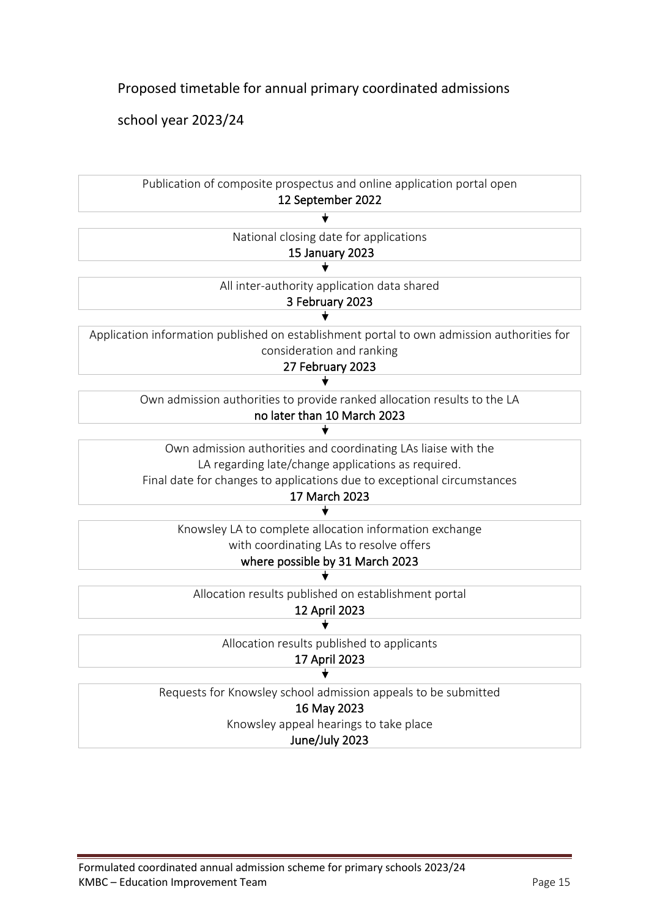Proposed timetable for annual primary coordinated admissions

school year 2023/24

Publication of composite prospectus and online application portal open
**12 September 2022**

↓

National closing date for applications
**15 January 2023**

↓

All inter-authority application data shared
**3 February 2023**

↓

Application information published on establishment portal to own admission authorities for consideration and ranking
**27 February 2023**

↓

Own admission authorities to provide ranked allocation results to the LA
**no later than 10 March 2023**

↓

Own admission authorities and coordinating LAs liaise with the LA regarding late/change applications as required.
Final date for changes to applications due to exceptional circumstances
**17 March 2023**

↓

Knowsley LA to complete allocation information exchange with coordinating LAs to resolve offers
**where possible by 31 March 2023**

↓

Allocation results published on establishment portal
**12 April 2023**

↓

Allocation results published to applicants
**17 April 2023**

↓

Requests for Knowsley school admission appeals to be submitted
**16 May 2023**
Knowsley appeal hearings to take place
**June/July 2023**